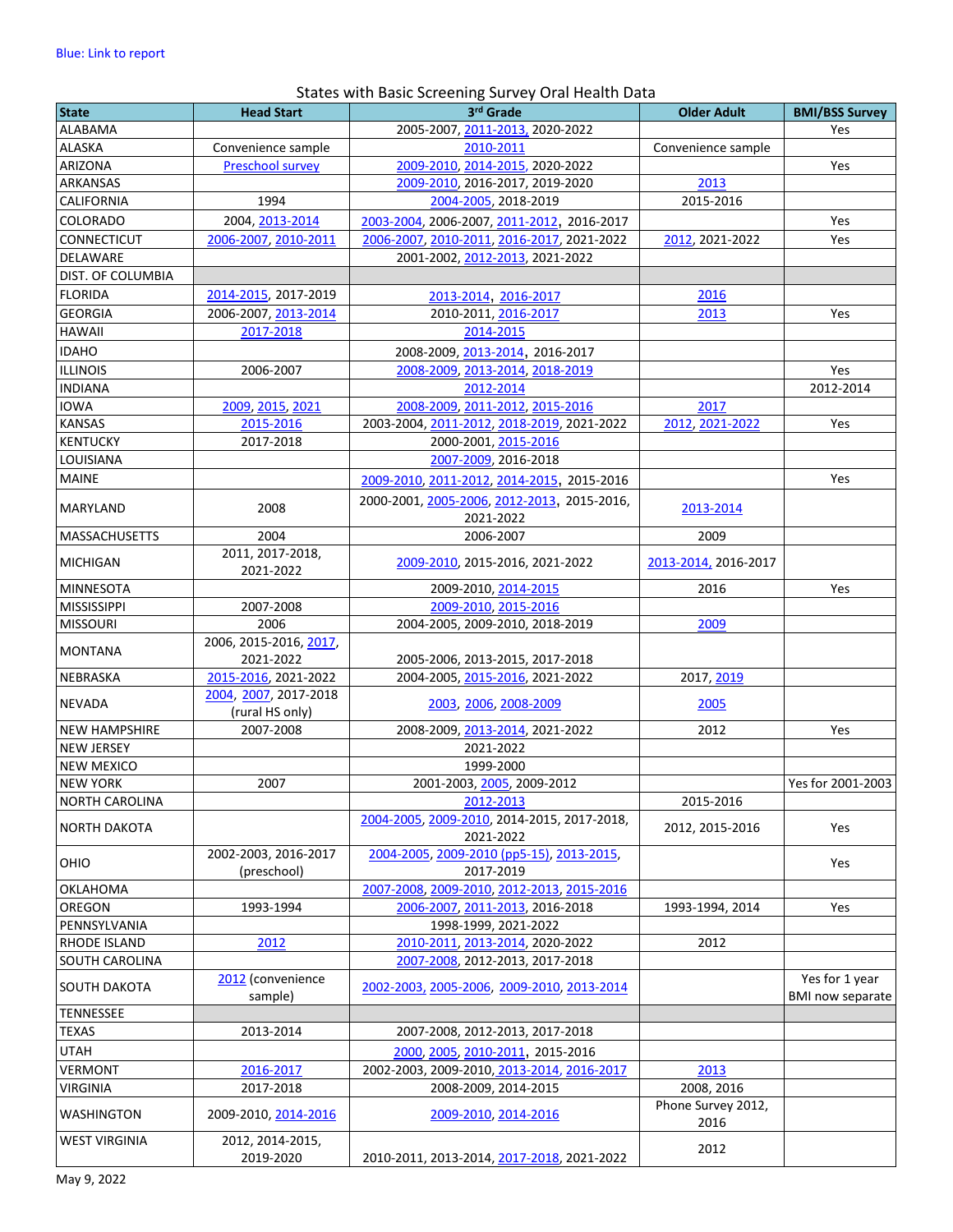Blue: Link to report

## States with Basic Screening Survey Oral Health Data

| State | Head Start | 3rd Grade | Older Adult | BMI/BSS Survey |
|---|---|---|---|---|
| ALABAMA | | 2005-2007, 2011-2013, 2020-2022 | | Yes |
| ALASKA | Convenience sample | 2010-2011 | Convenience sample | |
| ARIZONA | Preschool survey | 2009-2010, 2014-2015, 2020-2022 | | Yes |
| ARKANSAS | | 2009-2010, 2016-2017, 2019-2020 | 2013 | |
| CALIFORNIA | 1994 | 2004-2005, 2018-2019 | 2015-2016 | |
| COLORADO | 2004, 2013-2014 | 2003-2004, 2006-2007, 2011-2012, 2016-2017 | | Yes |
| CONNECTICUT | 2006-2007, 2010-2011 | 2006-2007, 2010-2011, 2016-2017, 2021-2022 | 2012, 2021-2022 | Yes |
| DELAWARE | | 2001-2002, 2012-2013, 2021-2022 | | |
| DIST. OF COLUMBIA | | | | |
| FLORIDA | 2014-2015, 2017-2019 | 2013-2014, 2016-2017 | 2016 | |
| GEORGIA | 2006-2007, 2013-2014 | 2010-2011, 2016-2017 | 2013 | Yes |
| HAWAII | 2017-2018 | 2014-2015 | | |
| IDAHO | | 2008-2009, 2013-2014, 2016-2017 | | |
| ILLINOIS | 2006-2007 | 2008-2009, 2013-2014, 2018-2019 | | Yes |
| INDIANA | | 2012-2014 | | 2012-2014 |
| IOWA | 2009, 2015, 2021 | 2008-2009, 2011-2012, 2015-2016 | 2017 | |
| KANSAS | 2015-2016 | 2003-2004, 2011-2012, 2018-2019, 2021-2022 | 2012, 2021-2022 | Yes |
| KENTUCKY | 2017-2018 | 2000-2001, 2015-2016 | | |
| LOUISIANA | | 2007-2009, 2016-2018 | | |
| MAINE | | 2009-2010, 2011-2012, 2014-2015, 2015-2016 | | Yes |
| MARYLAND | 2008 | 2000-2001, 2005-2006, 2012-2013, 2015-2016, 2021-2022 | 2013-2014 | |
| MASSACHUSETTS | 2004 | 2006-2007 | 2009 | |
| MICHIGAN | 2011, 2017-2018, 2021-2022 | 2009-2010, 2015-2016, 2021-2022 | 2013-2014, 2016-2017 | |
| MINNESOTA | | 2009-2010, 2014-2015 | 2016 | Yes |
| MISSISSIPPI | 2007-2008 | 2009-2010, 2015-2016 | | |
| MISSOURI | 2006 | 2004-2005, 2009-2010, 2018-2019 | 2009 | |
| MONTANA | 2006, 2015-2016, 2017, 2021-2022 | 2005-2006, 2013-2015, 2017-2018 | | |
| NEBRASKA | 2015-2016, 2021-2022 | 2004-2005, 2015-2016, 2021-2022 | 2017, 2019 | |
| NEVADA | 2004, 2007, 2017-2018 (rural HS only) | 2003, 2006, 2008-2009 | 2005 | |
| NEW HAMPSHIRE | 2007-2008 | 2008-2009, 2013-2014, 2021-2022 | 2012 | Yes |
| NEW JERSEY | | 2021-2022 | | |
| NEW MEXICO | | 1999-2000 | | |
| NEW YORK | 2007 | 2001-2003, 2005, 2009-2012 | | Yes for 2001-2003 |
| NORTH CAROLINA | | 2012-2013 | 2015-2016 | |
| NORTH DAKOTA | | 2004-2005, 2009-2010, 2014-2015, 2017-2018, 2021-2022 | 2012, 2015-2016 | Yes |
| OHIO | 2002-2003, 2016-2017 (preschool) | 2004-2005, 2009-2010 (pp5-15), 2013-2015, 2017-2019 | | Yes |
| OKLAHOMA | | 2007-2008, 2009-2010, 2012-2013, 2015-2016 | | |
| OREGON | 1993-1994 | 2006-2007, 2011-2013, 2016-2018 | 1993-1994, 2014 | Yes |
| PENNSYLVANIA | | 1998-1999, 2021-2022 | | |
| RHODE ISLAND | 2012 | 2010-2011, 2013-2014, 2020-2022 | 2012 | |
| SOUTH CAROLINA | | 2007-2008, 2012-2013, 2017-2018 | | |
| SOUTH DAKOTA | 2012 (convenience sample) | 2002-2003, 2005-2006, 2009-2010, 2013-2014 | | Yes for 1 year BMI now separate |
| TENNESSEE | | | | |
| TEXAS | 2013-2014 | 2007-2008, 2012-2013, 2017-2018 | | |
| UTAH | | 2000, 2005, 2010-2011, 2015-2016 | | |
| VERMONT | 2016-2017 | 2002-2003, 2009-2010, 2013-2014, 2016-2017 | 2013 | |
| VIRGINIA | 2017-2018 | 2008-2009, 2014-2015 | 2008, 2016 | |
| WASHINGTON | 2009-2010, 2014-2016 | 2009-2010, 2014-2016 | Phone Survey 2012, 2016 | |
| WEST VIRGINIA | 2012, 2014-2015, 2019-2020 | 2010-2011, 2013-2014, 2017-2018, 2021-2022 | 2012 | |

May 9, 2022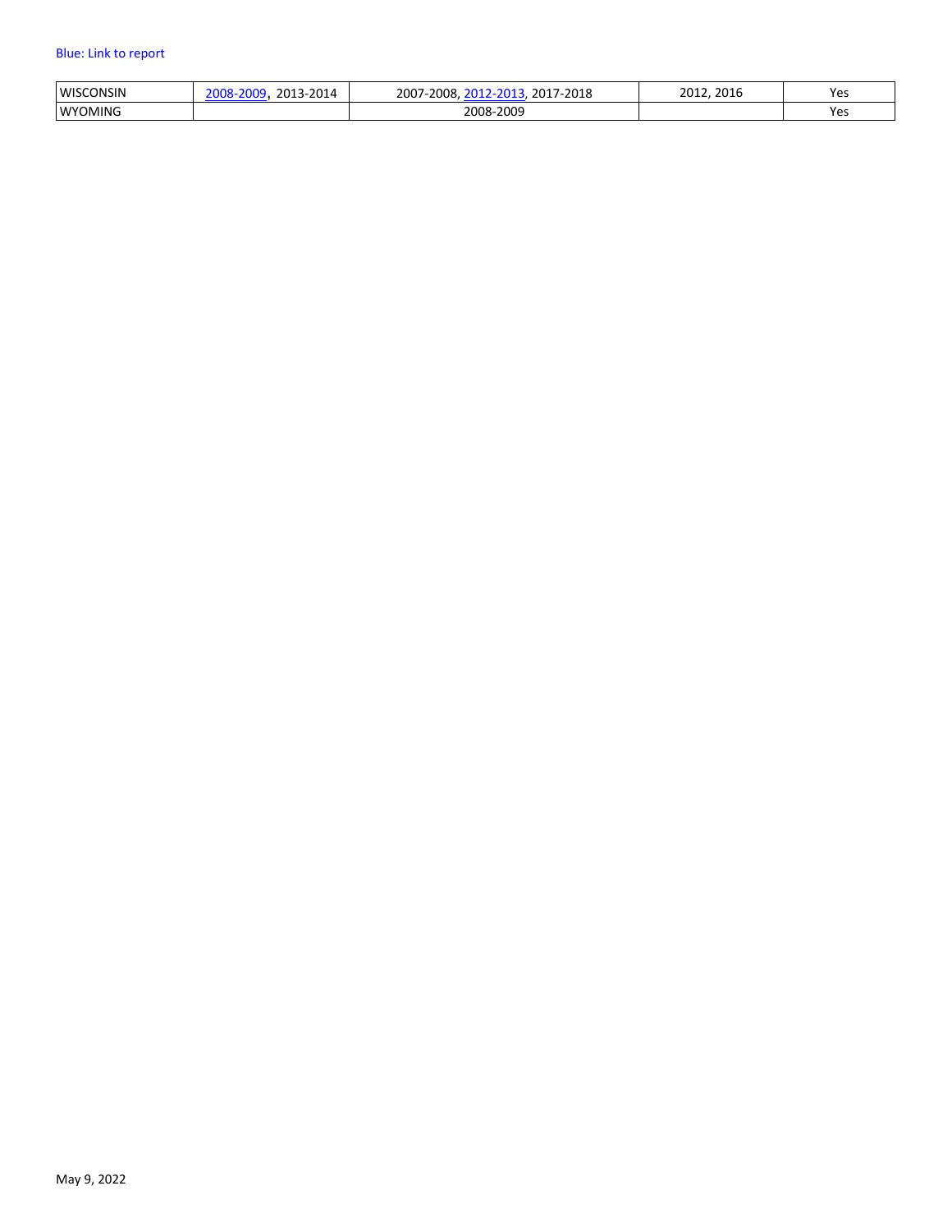Blue: Link to report

| | | | | |
|---|---|---|---|---|
| WISCONSIN | 2008-2009, 2013-2014 | 2007-2008, 2012-2013, 2017-2018 | 2012, 2016 | Yes |
| WYOMING | | 2008-2009 | | Yes |

May 9, 2022